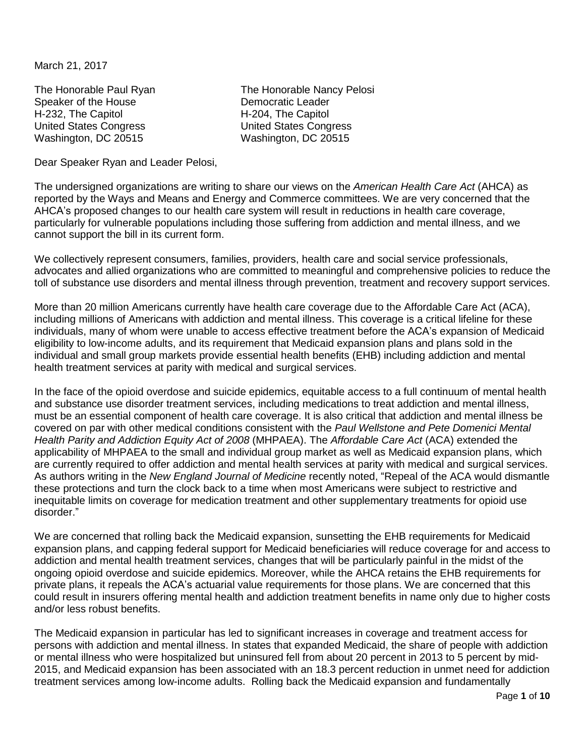March 21, 2017

The Honorable Paul Ryan
Speaker of the House
H-232, The Capitol
United States Congress
Washington, DC 20515

The Honorable Nancy Pelosi
Democratic Leader
H-204, The Capitol
United States Congress
Washington, DC 20515

Dear Speaker Ryan and Leader Pelosi,

The undersigned organizations are writing to share our views on the *American Health Care Act* (AHCA) as reported by the Ways and Means and Energy and Commerce committees. We are very concerned that the AHCA's proposed changes to our health care system will result in reductions in health care coverage, particularly for vulnerable populations including those suffering from addiction and mental illness, and we cannot support the bill in its current form.

We collectively represent consumers, families, providers, health care and social service professionals, advocates and allied organizations who are committed to meaningful and comprehensive policies to reduce the toll of substance use disorders and mental illness through prevention, treatment and recovery support services.

More than 20 million Americans currently have health care coverage due to the Affordable Care Act (ACA), including millions of Americans with addiction and mental illness. This coverage is a critical lifeline for these individuals, many of whom were unable to access effective treatment before the ACA's expansion of Medicaid eligibility to low-income adults, and its requirement that Medicaid expansion plans and plans sold in the individual and small group markets provide essential health benefits (EHB) including addiction and mental health treatment services at parity with medical and surgical services.

In the face of the opioid overdose and suicide epidemics, equitable access to a full continuum of mental health and substance use disorder treatment services, including medications to treat addiction and mental illness, must be an essential component of health care coverage. It is also critical that addiction and mental illness be covered on par with other medical conditions consistent with the *Paul Wellstone and Pete Domenici Mental Health Parity and Addiction Equity Act of 2008* (MHPAEA). The *Affordable Care Act* (ACA) extended the applicability of MHPAEA to the small and individual group market as well as Medicaid expansion plans, which are currently required to offer addiction and mental health services at parity with medical and surgical services. As authors writing in the *New England Journal of Medicine* recently noted, "Repeal of the ACA would dismantle these protections and turn the clock back to a time when most Americans were subject to restrictive and inequitable limits on coverage for medication treatment and other supplementary treatments for opioid use disorder."

We are concerned that rolling back the Medicaid expansion, sunsetting the EHB requirements for Medicaid expansion plans, and capping federal support for Medicaid beneficiaries will reduce coverage for and access to addiction and mental health treatment services, changes that will be particularly painful in the midst of the ongoing opioid overdose and suicide epidemics. Moreover, while the AHCA retains the EHB requirements for private plans, it repeals the ACA's actuarial value requirements for those plans. We are concerned that this could result in insurers offering mental health and addiction treatment benefits in name only due to higher costs and/or less robust benefits.

The Medicaid expansion in particular has led to significant increases in coverage and treatment access for persons with addiction and mental illness. In states that expanded Medicaid, the share of people with addiction or mental illness who were hospitalized but uninsured fell from about 20 percent in 2013 to 5 percent by mid-2015, and Medicaid expansion has been associated with an 18.3 percent reduction in unmet need for addiction treatment services among low-income adults. Rolling back the Medicaid expansion and fundamentally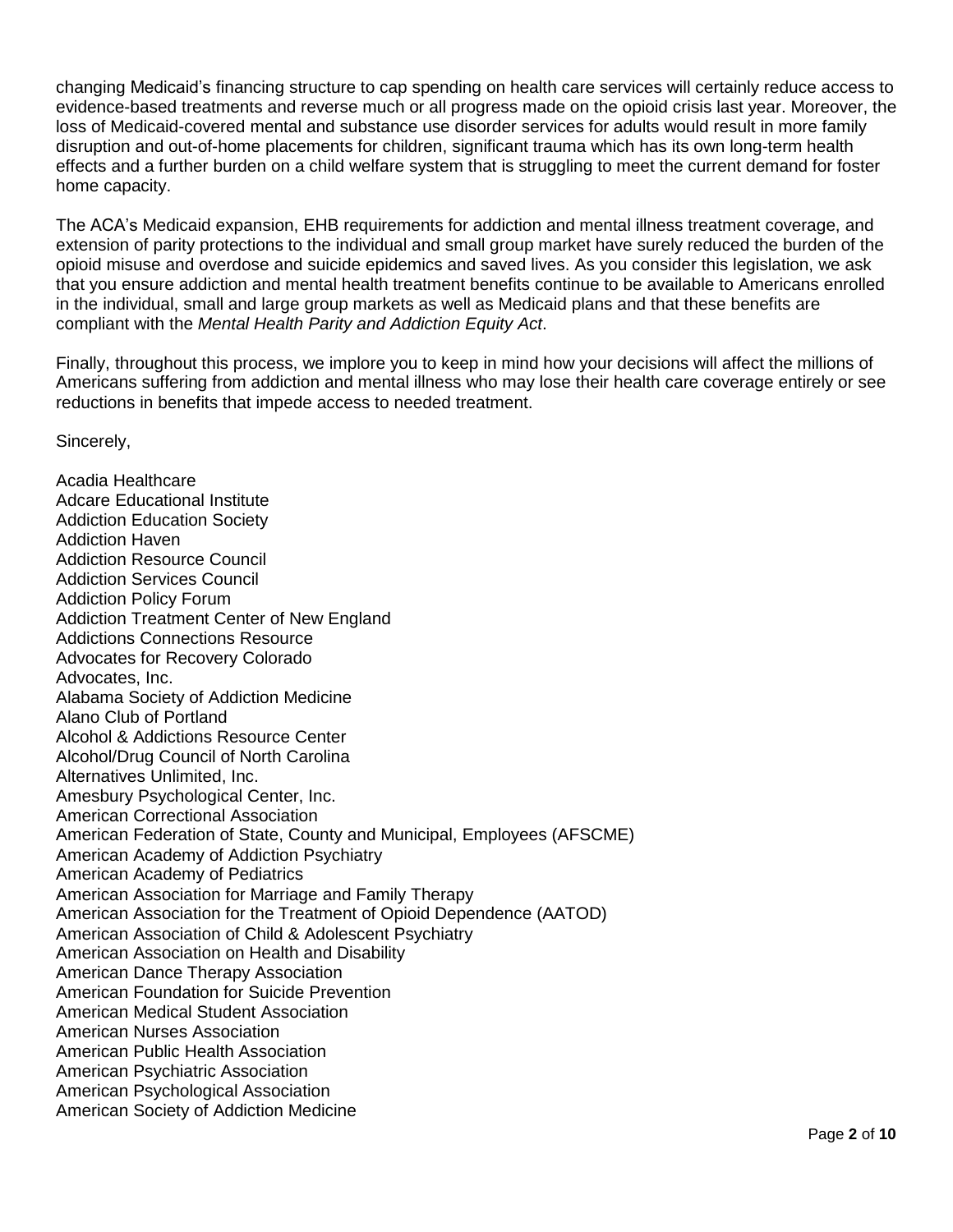changing Medicaid's financing structure to cap spending on health care services will certainly reduce access to evidence-based treatments and reverse much or all progress made on the opioid crisis last year. Moreover, the loss of Medicaid-covered mental and substance use disorder services for adults would result in more family disruption and out-of-home placements for children, significant trauma which has its own long-term health effects and a further burden on a child welfare system that is struggling to meet the current demand for foster home capacity.

The ACA's Medicaid expansion, EHB requirements for addiction and mental illness treatment coverage, and extension of parity protections to the individual and small group market have surely reduced the burden of the opioid misuse and overdose and suicide epidemics and saved lives. As you consider this legislation, we ask that you ensure addiction and mental health treatment benefits continue to be available to Americans enrolled in the individual, small and large group markets as well as Medicaid plans and that these benefits are compliant with the *Mental Health Parity and Addiction Equity Act*.

Finally, throughout this process, we implore you to keep in mind how your decisions will affect the millions of Americans suffering from addiction and mental illness who may lose their health care coverage entirely or see reductions in benefits that impede access to needed treatment.

Sincerely,

Acadia Healthcare
Adcare Educational Institute
Addiction Education Society
Addiction Haven
Addiction Resource Council
Addiction Services Council
Addiction Policy Forum
Addiction Treatment Center of New England
Addictions Connections Resource
Advocates for Recovery Colorado
Advocates, Inc.
Alabama Society of Addiction Medicine
Alano Club of Portland
Alcohol & Addictions Resource Center
Alcohol/Drug Council of North Carolina
Alternatives Unlimited, Inc.
Amesbury Psychological Center, Inc.
American Correctional Association
American Federation of State, County and Municipal, Employees (AFSCME)
American Academy of Addiction Psychiatry
American Academy of Pediatrics
American Association for Marriage and Family Therapy
American Association for the Treatment of Opioid Dependence (AATOD)
American Association of Child & Adolescent Psychiatry
American Association on Health and Disability
American Dance Therapy Association
American Foundation for Suicide Prevention
American Medical Student Association
American Nurses Association
American Public Health Association
American Psychiatric Association
American Psychological Association
American Society of Addiction Medicine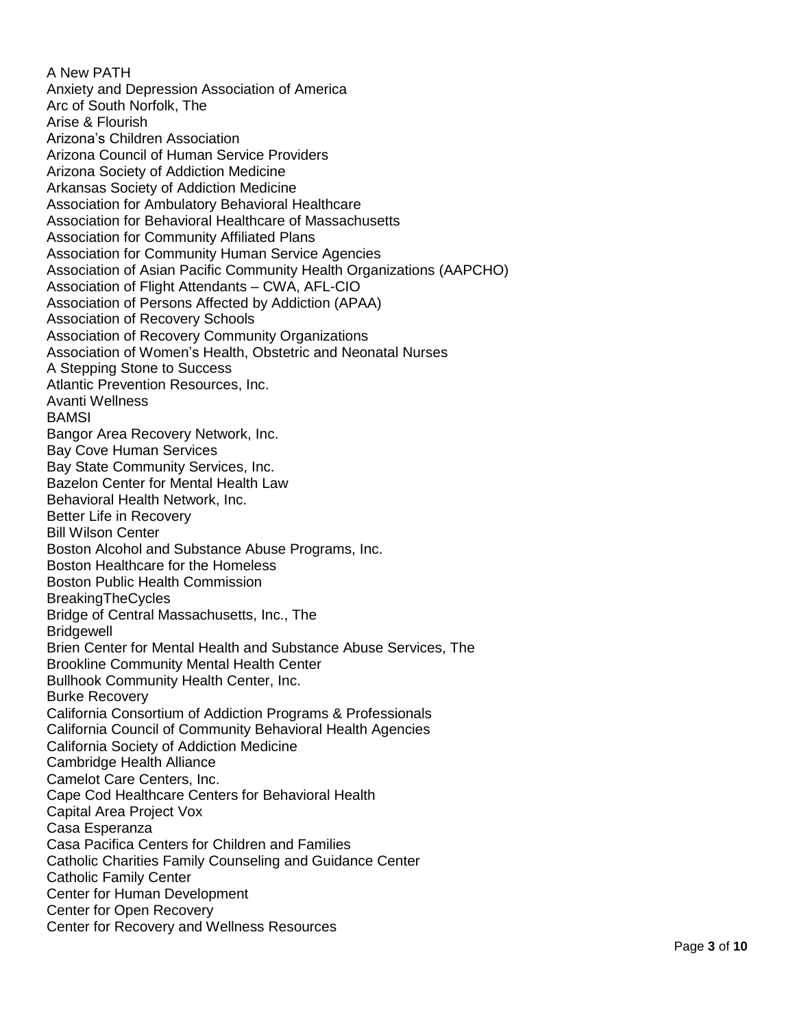A New PATH
Anxiety and Depression Association of America
Arc of South Norfolk, The
Arise & Flourish
Arizona's Children Association
Arizona Council of Human Service Providers
Arizona Society of Addiction Medicine
Arkansas Society of Addiction Medicine
Association for Ambulatory Behavioral Healthcare
Association for Behavioral Healthcare of Massachusetts
Association for Community Affiliated Plans
Association for Community Human Service Agencies
Association of Asian Pacific Community Health Organizations (AAPCHO)
Association of Flight Attendants – CWA, AFL-CIO
Association of Persons Affected by Addiction (APAA)
Association of Recovery Schools
Association of Recovery Community Organizations
Association of Women's Health, Obstetric and Neonatal Nurses
A Stepping Stone to Success
Atlantic Prevention Resources, Inc.
Avanti Wellness
BAMSI
Bangor Area Recovery Network, Inc.
Bay Cove Human Services
Bay State Community Services, Inc.
Bazelon Center for Mental Health Law
Behavioral Health Network, Inc.
Better Life in Recovery
Bill Wilson Center
Boston Alcohol and Substance Abuse Programs, Inc.
Boston Healthcare for the Homeless
Boston Public Health Commission
BreakingTheCycles
Bridge of Central Massachusetts, Inc., The
Bridgewell
Brien Center for Mental Health and Substance Abuse Services, The
Brookline Community Mental Health Center
Bullhook Community Health Center, Inc.
Burke Recovery
California Consortium of Addiction Programs & Professionals
California Council of Community Behavioral Health Agencies
California Society of Addiction Medicine
Cambridge Health Alliance
Camelot Care Centers, Inc.
Cape Cod Healthcare Centers for Behavioral Health
Capital Area Project Vox
Casa Esperanza
Casa Pacifica Centers for Children and Families
Catholic Charities Family Counseling and Guidance Center
Catholic Family Center
Center for Human Development
Center for Open Recovery
Center for Recovery and Wellness Resources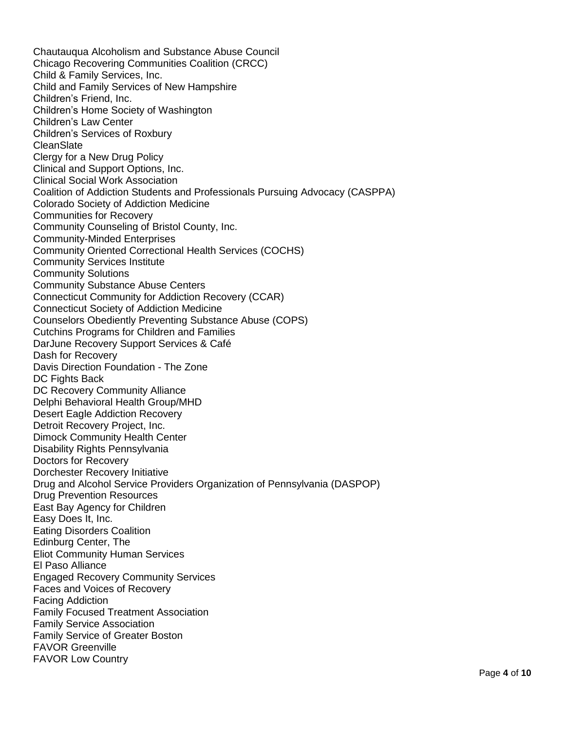Chautauqua Alcoholism and Substance Abuse Council
Chicago Recovering Communities Coalition (CRCC)
Child & Family Services, Inc.
Child and Family Services of New Hampshire
Children's Friend, Inc.
Children's Home Society of Washington
Children's Law Center
Children's Services of Roxbury
CleanSlate
Clergy for a New Drug Policy
Clinical and Support Options, Inc.
Clinical Social Work Association
Coalition of Addiction Students and Professionals Pursuing Advocacy (CASPPA)
Colorado Society of Addiction Medicine
Communities for Recovery
Community Counseling of Bristol County, Inc.
Community-Minded Enterprises
Community Oriented Correctional Health Services (COCHS)
Community Services Institute
Community Solutions
Community Substance Abuse Centers
Connecticut Community for Addiction Recovery (CCAR)
Connecticut Society of Addiction Medicine
Counselors Obediently Preventing Substance Abuse (COPS)
Cutchins Programs for Children and Families
DarJune Recovery Support Services & Café
Dash for Recovery
Davis Direction Foundation - The Zone
DC Fights Back
DC Recovery Community Alliance
Delphi Behavioral Health Group/MHD
Desert Eagle Addiction Recovery
Detroit Recovery Project, Inc.
Dimock Community Health Center
Disability Rights Pennsylvania
Doctors for Recovery
Dorchester Recovery Initiative
Drug and Alcohol Service Providers Organization of Pennsylvania (DASPOP)
Drug Prevention Resources
East Bay Agency for Children
Easy Does It, Inc.
Eating Disorders Coalition
Edinburg Center, The
Eliot Community Human Services
El Paso Alliance
Engaged Recovery Community Services
Faces and Voices of Recovery
Facing Addiction
Family Focused Treatment Association
Family Service Association
Family Service of Greater Boston
FAVOR Greenville
FAVOR Low Country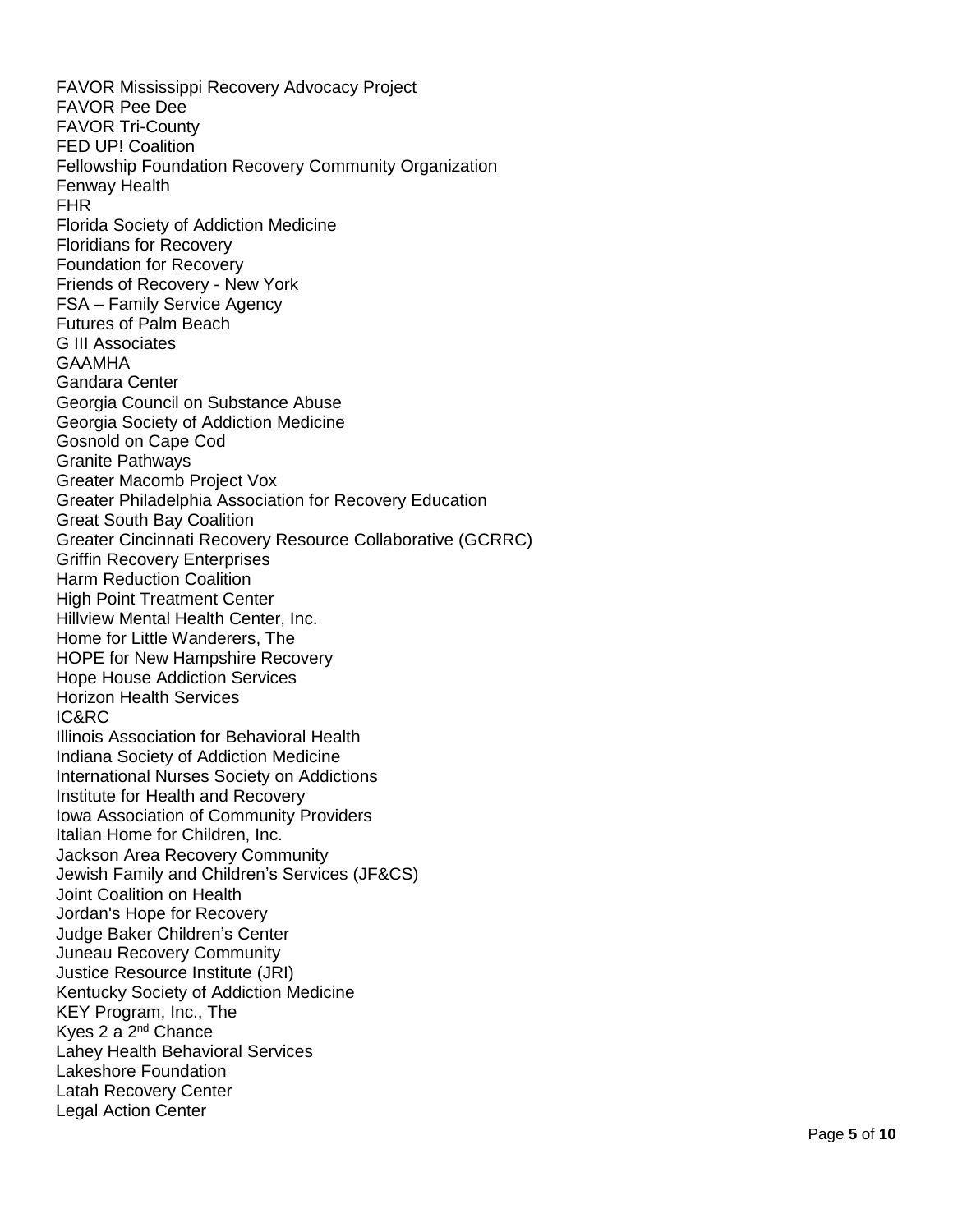FAVOR Mississippi Recovery Advocacy Project
FAVOR Pee Dee
FAVOR Tri-County
FED UP! Coalition
Fellowship Foundation Recovery Community Organization
Fenway Health
FHR
Florida Society of Addiction Medicine
Floridians for Recovery
Foundation for Recovery
Friends of Recovery - New York
FSA – Family Service Agency
Futures of Palm Beach
G III Associates
GAAMHA
Gandara Center
Georgia Council on Substance Abuse
Georgia Society of Addiction Medicine
Gosnold on Cape Cod
Granite Pathways
Greater Macomb Project Vox
Greater Philadelphia Association for Recovery Education
Great South Bay Coalition
Greater Cincinnati Recovery Resource Collaborative (GCRRC)
Griffin Recovery Enterprises
Harm Reduction Coalition
High Point Treatment Center
Hillview Mental Health Center, Inc.
Home for Little Wanderers, The
HOPE for New Hampshire Recovery
Hope House Addiction Services
Horizon Health Services
IC&RC
Illinois Association for Behavioral Health
Indiana Society of Addiction Medicine
International Nurses Society on Addictions
Institute for Health and Recovery
Iowa Association of Community Providers
Italian Home for Children, Inc.
Jackson Area Recovery Community
Jewish Family and Children's Services (JF&CS)
Joint Coalition on Health
Jordan's Hope for Recovery
Judge Baker Children's Center
Juneau Recovery Community
Justice Resource Institute (JRI)
Kentucky Society of Addiction Medicine
KEY Program, Inc., The
Kyes 2 a 2nd Chance
Lahey Health Behavioral Services
Lakeshore Foundation
Latah Recovery Center
Legal Action Center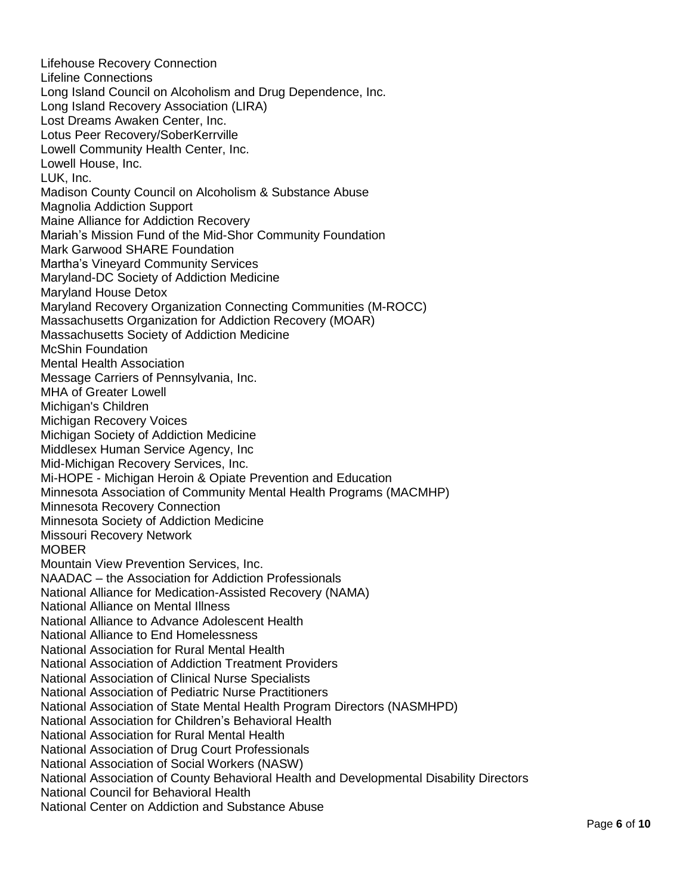Lifehouse Recovery Connection
Lifeline Connections
Long Island Council on Alcoholism and Drug Dependence, Inc.
Long Island Recovery Association (LIRA)
Lost Dreams Awaken Center, Inc.
Lotus Peer Recovery/SoberKerrville
Lowell Community Health Center, Inc.
Lowell House, Inc.
LUK, Inc.
Madison County Council on Alcoholism & Substance Abuse
Magnolia Addiction Support
Maine Alliance for Addiction Recovery
Mariah's Mission Fund of the Mid-Shor Community Foundation
Mark Garwood SHARE Foundation
Martha's Vineyard Community Services
Maryland-DC Society of Addiction Medicine
Maryland House Detox
Maryland Recovery Organization Connecting Communities (M-ROCC)
Massachusetts Organization for Addiction Recovery (MOAR)
Massachusetts Society of Addiction Medicine
McShin Foundation
Mental Health Association
Message Carriers of Pennsylvania, Inc.
MHA of Greater Lowell
Michigan's Children
Michigan Recovery Voices
Michigan Society of Addiction Medicine
Middlesex Human Service Agency, Inc
Mid-Michigan Recovery Services, Inc.
Mi-HOPE - Michigan Heroin & Opiate Prevention and Education
Minnesota Association of Community Mental Health Programs (MACMHP)
Minnesota Recovery Connection
Minnesota Society of Addiction Medicine
Missouri Recovery Network
MOBER
Mountain View Prevention Services, Inc.
NAADAC – the Association for Addiction Professionals
National Alliance for Medication-Assisted Recovery (NAMA)
National Alliance on Mental Illness
National Alliance to Advance Adolescent Health
National Alliance to End Homelessness
National Association for Rural Mental Health
National Association of Addiction Treatment Providers
National Association of Clinical Nurse Specialists
National Association of Pediatric Nurse Practitioners
National Association of State Mental Health Program Directors (NASMHPD)
National Association for Children's Behavioral Health
National Association for Rural Mental Health
National Association of Drug Court Professionals
National Association of Social Workers (NASW)
National Association of County Behavioral Health and Developmental Disability Directors
National Council for Behavioral Health
National Center on Addiction and Substance Abuse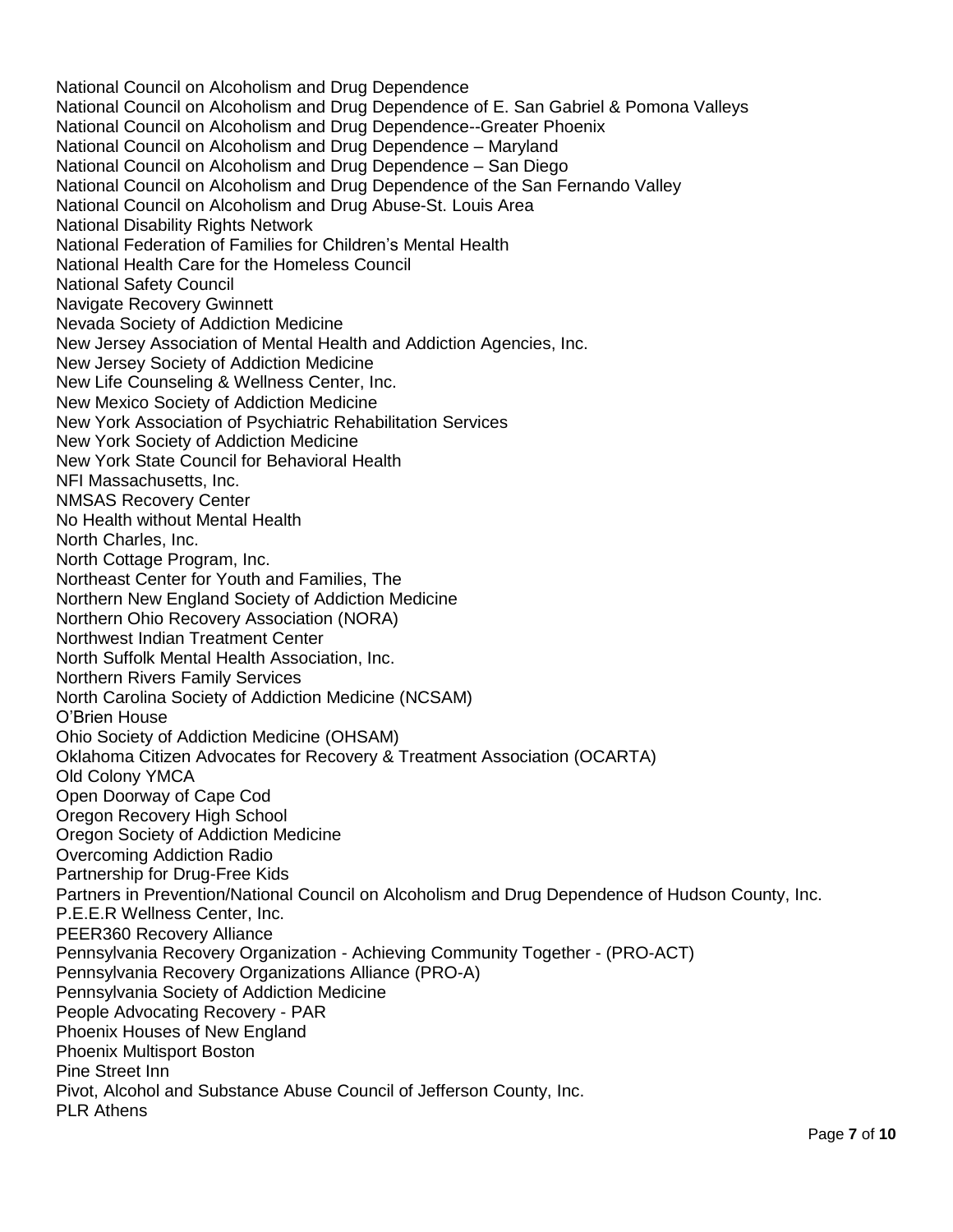National Council on Alcoholism and Drug Dependence
National Council on Alcoholism and Drug Dependence of E. San Gabriel & Pomona Valleys
National Council on Alcoholism and Drug Dependence--Greater Phoenix
National Council on Alcoholism and Drug Dependence – Maryland
National Council on Alcoholism and Drug Dependence – San Diego
National Council on Alcoholism and Drug Dependence of the San Fernando Valley
National Council on Alcoholism and Drug Abuse-St. Louis Area
National Disability Rights Network
National Federation of Families for Children's Mental Health
National Health Care for the Homeless Council
National Safety Council
Navigate Recovery Gwinnett
Nevada Society of Addiction Medicine
New Jersey Association of Mental Health and Addiction Agencies, Inc.
New Jersey Society of Addiction Medicine
New Life Counseling & Wellness Center, Inc.
New Mexico Society of Addiction Medicine
New York Association of Psychiatric Rehabilitation Services
New York Society of Addiction Medicine
New York State Council for Behavioral Health
NFI Massachusetts, Inc.
NMSAS Recovery Center
No Health without Mental Health
North Charles, Inc.
North Cottage Program, Inc.
Northeast Center for Youth and Families, The
Northern New England Society of Addiction Medicine
Northern Ohio Recovery Association (NORA)
Northwest Indian Treatment Center
North Suffolk Mental Health Association, Inc.
Northern Rivers Family Services
North Carolina Society of Addiction Medicine (NCSAM)
O'Brien House
Ohio Society of Addiction Medicine (OHSAM)
Oklahoma Citizen Advocates for Recovery & Treatment Association (OCARTA)
Old Colony YMCA
Open Doorway of Cape Cod
Oregon Recovery High School
Oregon Society of Addiction Medicine
Overcoming Addiction Radio
Partnership for Drug-Free Kids
Partners in Prevention/National Council on Alcoholism and Drug Dependence of Hudson County, Inc.
P.E.E.R Wellness Center, Inc.
PEER360 Recovery Alliance
Pennsylvania Recovery Organization - Achieving Community Together - (PRO-ACT)
Pennsylvania Recovery Organizations Alliance (PRO-A)
Pennsylvania Society of Addiction Medicine
People Advocating Recovery - PAR
Phoenix Houses of New England
Phoenix Multisport Boston
Pine Street Inn
Pivot, Alcohol and Substance Abuse Council of Jefferson County, Inc.
PLR Athens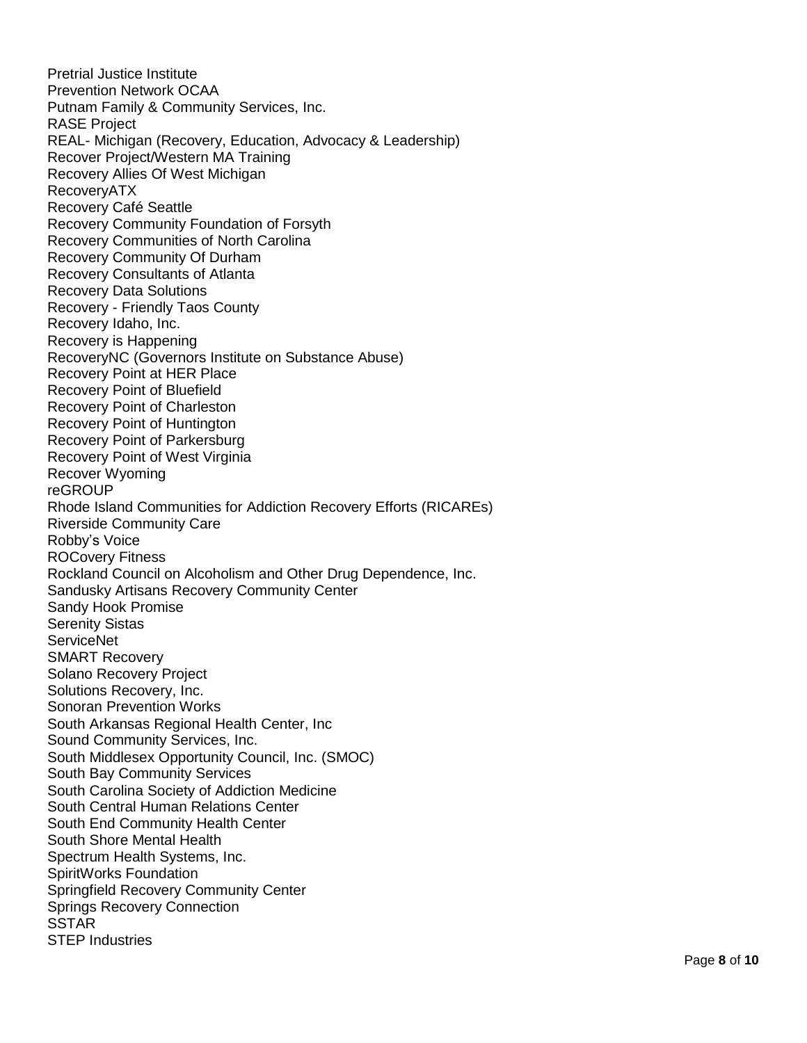Pretrial Justice Institute
Prevention Network OCAA
Putnam Family & Community Services, Inc.
RASE Project
REAL- Michigan (Recovery, Education, Advocacy & Leadership)
Recover Project/Western MA Training
Recovery Allies Of West Michigan
RecoveryATX
Recovery Café Seattle
Recovery Community Foundation of Forsyth
Recovery Communities of North Carolina
Recovery Community Of Durham
Recovery Consultants of Atlanta
Recovery Data Solutions
Recovery - Friendly Taos County
Recovery Idaho, Inc.
Recovery is Happening
RecoveryNC (Governors Institute on Substance Abuse)
Recovery Point at HER Place
Recovery Point of Bluefield
Recovery Point of Charleston
Recovery Point of Huntington
Recovery Point of Parkersburg
Recovery Point of West Virginia
Recover Wyoming
reGROUP
Rhode Island Communities for Addiction Recovery Efforts (RICAREs)
Riverside Community Care
Robby's Voice
ROCovery Fitness
Rockland Council on Alcoholism and Other Drug Dependence, Inc.
Sandusky Artisans Recovery Community Center
Sandy Hook Promise
Serenity Sistas
ServiceNet
SMART Recovery
Solano Recovery Project
Solutions Recovery, Inc.
Sonoran Prevention Works
South Arkansas Regional Health Center, Inc
Sound Community Services, Inc.
South Middlesex Opportunity Council, Inc. (SMOC)
South Bay Community Services
South Carolina Society of Addiction Medicine
South Central Human Relations Center
South End Community Health Center
South Shore Mental Health
Spectrum Health Systems, Inc.
SpiritWorks Foundation
Springfield Recovery Community Center
Springs Recovery Connection
SSTAR
STEP Industries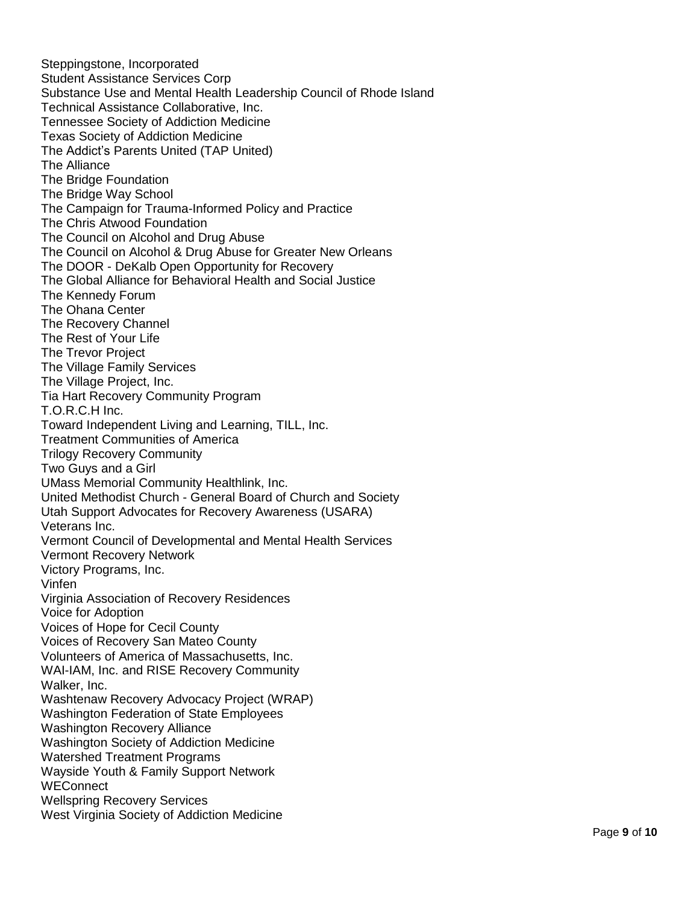Steppingstone, Incorporated
Student Assistance Services Corp
Substance Use and Mental Health Leadership Council of Rhode Island
Technical Assistance Collaborative, Inc.
Tennessee Society of Addiction Medicine
Texas Society of Addiction Medicine
The Addict's Parents United (TAP United)
The Alliance
The Bridge Foundation
The Bridge Way School
The Campaign for Trauma-Informed Policy and Practice
The Chris Atwood Foundation
The Council on Alcohol and Drug Abuse
The Council on Alcohol & Drug Abuse for Greater New Orleans
The DOOR - DeKalb Open Opportunity for Recovery
The Global Alliance for Behavioral Health and Social Justice
The Kennedy Forum
The Ohana Center
The Recovery Channel
The Rest of Your Life
The Trevor Project
The Village Family Services
The Village Project, Inc.
Tia Hart Recovery Community Program
T.O.R.C.H Inc.
Toward Independent Living and Learning, TILL, Inc.
Treatment Communities of America
Trilogy Recovery Community
Two Guys and a Girl
UMass Memorial Community Healthlink, Inc.
United Methodist Church - General Board of Church and Society
Utah Support Advocates for Recovery Awareness (USARA)
Veterans Inc.
Vermont Council of Developmental and Mental Health Services
Vermont Recovery Network
Victory Programs, Inc.
Vinfen
Virginia Association of Recovery Residences
Voice for Adoption
Voices of Hope for Cecil County
Voices of Recovery San Mateo County
Volunteers of America of Massachusetts, Inc.
WAI-IAM, Inc. and RISE Recovery Community
Walker, Inc.
Washtenaw Recovery Advocacy Project (WRAP)
Washington Federation of State Employees
Washington Recovery Alliance
Washington Society of Addiction Medicine
Watershed Treatment Programs
Wayside Youth & Family Support Network
WEConnect
Wellspring Recovery Services
West Virginia Society of Addiction Medicine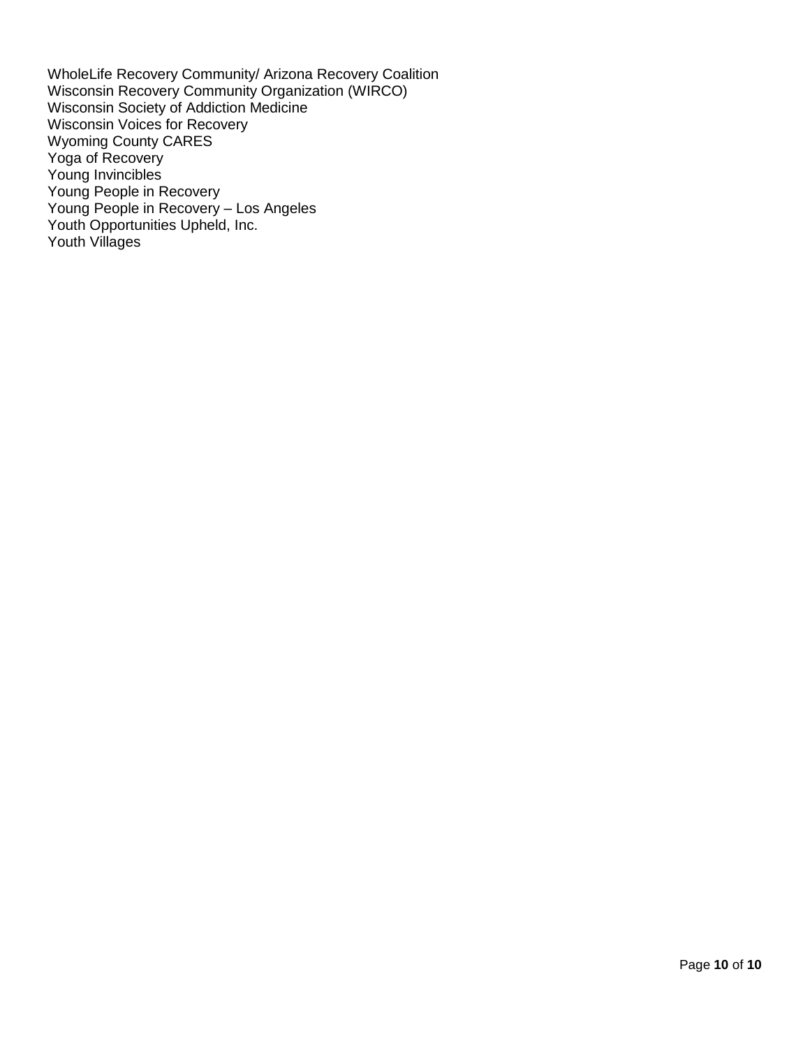WholeLife Recovery Community/ Arizona Recovery Coalition
Wisconsin Recovery Community Organization (WIRCO)
Wisconsin Society of Addiction Medicine
Wisconsin Voices for Recovery
Wyoming County CARES
Yoga of Recovery
Young Invincibles
Young People in Recovery
Young People in Recovery – Los Angeles
Youth Opportunities Upheld, Inc.
Youth Villages